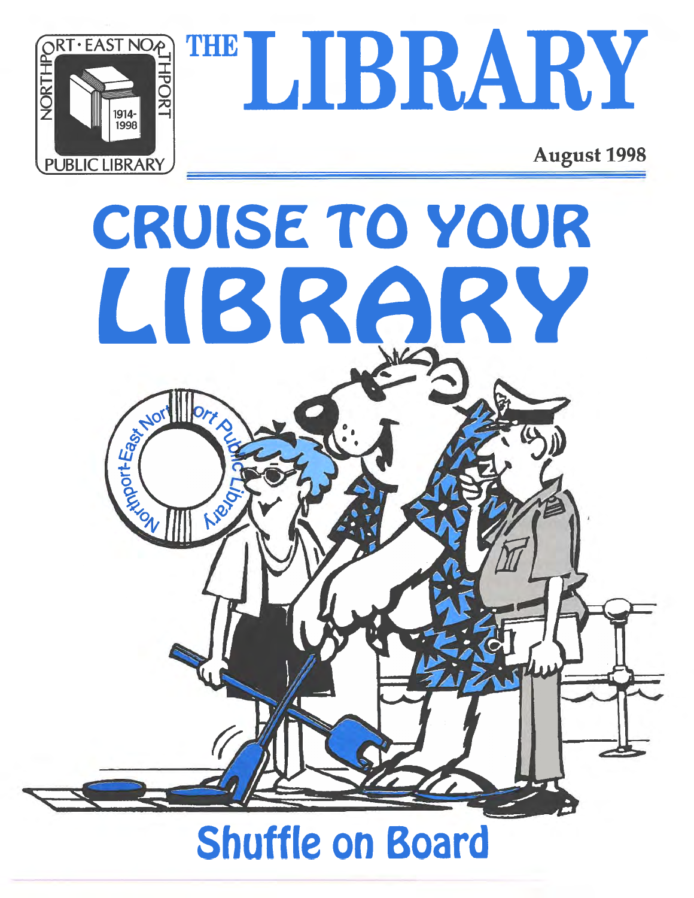NORTHPORT · EAST NORTHPORT PUBLIC LIBRARY 1914-1998

# THE LIBRARY

**August 1998**

# CRUISE TO YOUR LIBRARY

## Shuffle on Board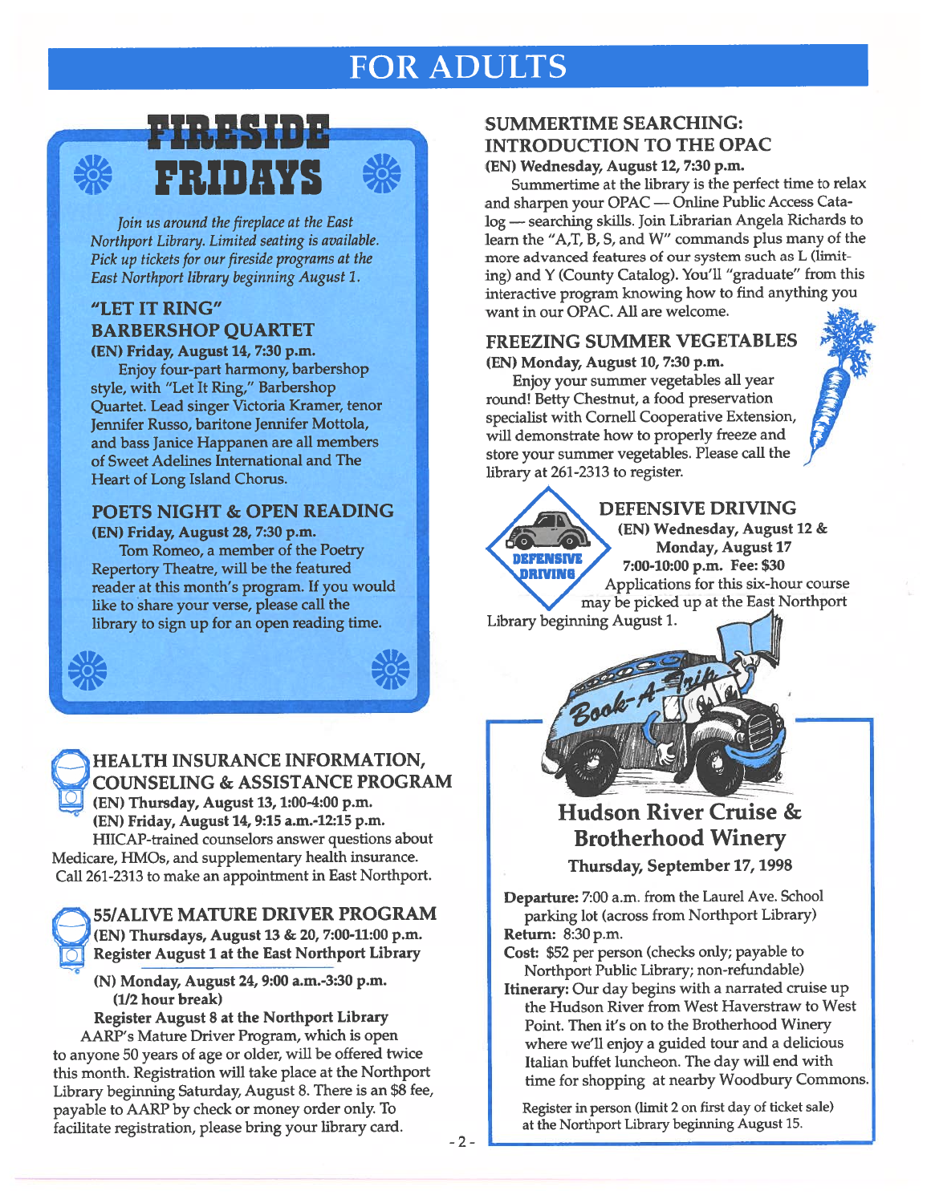# FOR ADULTS

## FIRESIDE FRIDAYS

*Join us around the fireplace at the East Northport Library. Limited seating is available. Pick up tickets for our fireside programs at the East Northport library beginning August 1.*

### "LET IT RING" BARBERSHOP QUARTET

**(EN) Friday, August 14, 7:30 p.m.**

Enjoy four-part harmony, barbershop style, with "Let It Ring," Barbershop Quartet. Lead singer Victoria Kramer, tenor Jennifer Russo, baritone Jennifer Mottola, and bass Janice Happanen are all members of Sweet Adelines International and The Heart of Long Island Chorus.

### POETS NIGHT & OPEN READING

**(EN) Friday, August 28, 7:30 p.m.**

Tom Romeo, a member of the Poetry Repertory Theatre, will be the featured reader at this month's program. If you would like to share your verse, please call the library to sign up for an open reading time.

## HEALTH INSURANCE INFORMATION, COUNSELING & ASSISTANCE PROGRAM

**(EN) Thursday, August 13, 1:00-4:00 p.m.**
**(EN) Friday, August 14, 9:15 a.m.-12:15 p.m.**

HIICAP-trained counselors answer questions about Medicare, HMOs, and supplementary health insurance. Call 261-2313 to make an appointment in East Northport.

## 55/ALIVE MATURE DRIVER PROGRAM

**(EN) Thursdays, August 13 & 20, 7:00-11:00 p.m.**
**Register August 1 at the East Northport Library**

**(N) Monday, August 24, 9:00 a.m.-3:30 p.m. (1/2 hour break)**
**Register August 8 at the Northport Library**

AARP's Mature Driver Program, which is open to anyone 50 years of age or older, will be offered twice this month. Registration will take place at the Northport Library beginning Saturday, August 8. There is an $8 fee, payable to AARP by check or money order only. To facilitate registration, please bring your library card.

## SUMMERTIME SEARCHING: INTRODUCTION TO THE OPAC

**(EN) Wednesday, August 12, 7:30 p.m.**

Summertime at the library is the perfect time to relax and sharpen your OPAC — Online Public Access Catalog — searching skills. Join Librarian Angela Richards to learn the "A,T, B, S, and W" commands plus many of the more advanced features of our system such as L (limiting) and Y (County Catalog). You'll "graduate" from this interactive program knowing how to find anything you want in our OPAC. All are welcome.

## FREEZING SUMMER VEGETABLES

**(EN) Monday, August 10, 7:30 p.m.**

Enjoy your summer vegetables all year round! Betty Chestnut, a food preservation specialist with Cornell Cooperative Extension, will demonstrate how to properly freeze and store your summer vegetables. Please call the library at 261-2313 to register.

## DEFENSIVE DRIVING

**(EN) Wednesday, August 12 & Monday, August 17**
**7:00-10:00 p.m. Fee: $30**

Applications for this six-hour course may be picked up at the East Northport Library beginning August 1.

## Hudson River Cruise & Brotherhood Winery

**Thursday, September 17, 1998**

**Departure:** 7:00 a.m. from the Laurel Ave. School parking lot (across from Northport Library)
**Return:** 8:30 p.m.
**Cost:** $52 per person (checks only; payable to Northport Public Library; non-refundable)
**Itinerary:** Our day begins with a narrated cruise up the Hudson River from West Haverstraw to West Point. Then it's on to the Brotherhood Winery where we'll enjoy a guided tour and a delicious Italian buffet luncheon. The day will end with time for shopping at nearby Woodbury Commons.

Register in person (limit 2 on first day of ticket sale) at the Northport Library beginning August 15.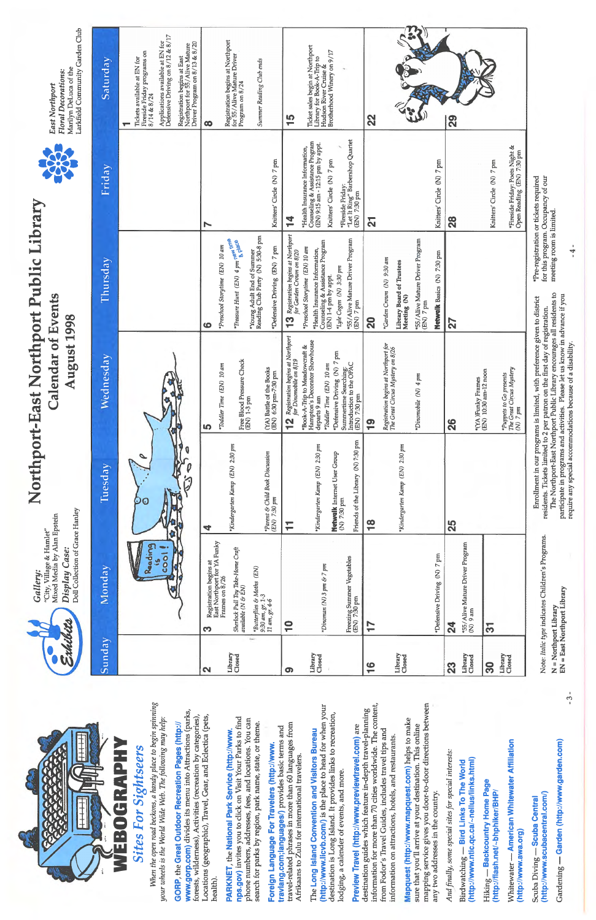# WEBOGRAPHY

## Sites For Sightseers

*When the open road beckons, a handy place to begin spinning your wheels is the World Wide Web. The following may help:*

**GORP**, the **Great Outdoor Recreation Pages (http://www.gorp.com)** divides its menu into Attractions (parks, forests, wilderness), Activities (recreation by categories), Locations (geographic), Travel, Gear, and Eclectica (pets, health).

**PARKNET**, the **National Park Service (http://www.nps.gov)** invites you to click on Visit Your Parks to find phone numbers, addresses, fees, and locations. You can search for parks by region, park name, state, or theme.

**Foreign Language For Travelers (http://www.travlang.com/languages/)** provides basic terms and travel-related phrases in more than 60 languages from Afrikaans to Zulu for international travelers.

The **Long Island Convention and Visitors Bureau (http://www.licvb.com/)** is the place to head for when your destination is Long Island. It provides links to recreation, lodging, a calendar of events, and more.

**Preview Travel (http://www.previewtravel.com)** are destination guides which feature in-depth travel-planning information for more than 70 cities worldwide. The content, from Fodor's Travel Guides, includes travel tips and information on attractions, hotels, and restaurants.

**Mapquest (http://www.mapquest.com)** helps to make sure that you'll arrive at your destination. This online mapping service gives you door-to-door directions between any two addresses in the country.

*And finally, some special sites for special interests:*

Birdwatching — **Bird Links To The World (http://www.ntlc.qc.ca/~nelius/links.html)**

Hiking — **Backcountry Home Page (http://flash.net/~bhphiker/BHP/**

Whitewater — **American Whitewater Affiliation (http://www.awa.org)**

Scuba Diving — **Scuba Central (http://www.scubacentral.com/)**

Gardening — **Garden (http://www.garden.com)**

# Northport-East Northport Public Library
## Calendar of Events
## August 1998

**Exhibits**

***Gallery:*** "City, Village & Hamlet" Mixed Media by Alan Epstein

***Display Case:*** Doll Collection of Grace Hanley

***East Northport Floral Decorations:*** Marilyn DeLuca of the Larkfield Community Garden Club

| Sunday | Monday | Tuesday | Wednesday | Thursday | Friday | Saturday |
|---|---|---|---|---|---|---|
| | | | | | | **1** Tickets available at EN for Fireside Friday programs on 8/14 & 8/24<br>Applications available at EN for Defensive Driving on 8/12 & 8/17<br>Registration begins at East Northport for 55/Alive Mature Driver Program on 8/13 & 8/20 |
| **2** Library Closed | **3** Registration begins at East Northport for YA Funky Frames on 8/26<br>Sherlock Pull Toy Take-Home Craft available (N & EN)<br>*Butterflies & Moths (EN) 9:30 am, gr. 1-3; 11 am, gr. 4-6 | **4** *Kindergarten Kamp (EN) 2:30 pm*<br>*Parent & Child Book Discussion (EN) 7:30 pm | **5** *Toddler Time (EN) 10 am*<br>Free Blood Pressure Check (EN) 1-3 pm<br>(YA) Battle of the Books (EN) 6:30 pm-7:30 pm | **6** **Preschool Storytime (EN) 10 am*<br>**Treasure Hunt (EN) 4 pm* new time & place<br>*Young Adult End of Summer Reading Club Party (N) 5:30-8 pm<br>*Defensive Driving (EN) 7 pm | **7** Knitters' Circle (N) 7 pm | **8** Registration begins at Northport for 55/Alive Mature Driver Program on 8/24<br>*Summer Reading Club ends* |
| **9** Library Closed | **10** **Dinoman (N) 3 pm & 7 pm*<br>Freezing Summer Vegetables (EN) 7:30 pm | **11** *Kindergarten Kamp (EN) 2:30 pm*<br>**Netwalk** Internet User Group (N) 7:30 pm<br>Friends of the Library (N) 7:30 pm | **12** *Registration begins at Northport for Dinomobile on 8/19*<br>*Book-A-Trip to Meadowcraft & Hampton's Decorator Showhouse departs 9 am<br>**Toddler Time (EN) 10 am*<br>*Defensive Driving (N) 7 pm<br>Summertime Searching: Introduction to the OPAC (EN) 7:30 pm | **13** *Registration begins at Northport for Garden Crown on 8/20*<br>**Preschool Storytime (EN) 10 am*<br>*Health Insurance Information, Counseling & Assistance Program (EN) 1-4 pm by appt.<br>**Lyle Cogen (N) 3:30 pm*<br>*55/Alive Mature Driver Program (EN) 7 pm | **14** *Health Insurance Information, Counseling & Assistance Program (EN) 9:15 am - 12:15 pm by appt.<br>Knitters' Circle (N) 7 pm<br>*Fireside Friday: "Let It Ring" Barbershop Quartet (EN) 7:30 pm | **15** Ticket sales begin at Northport Library for Book-A-Trip to Hudson River Cruise & Brotherhood Winery on 9/17 |
| **16** Library Closed | **17** *Defensive Driving (N) 7 pm | **18** *Kindergarten Kamp (EN) 2:30 pm* | **19** *Registration begins at Northport for The Great Circus Mystery on 8/26*<br>**Dinomobile (N) 4 pm* | **20** **Garden Crown (N) 9:30 am*<br>Library Board of Trustees Meeting (N)<br>*55/Alive Mature Driver Program (EN) 7 pm<br>**Netwalk** Basics (N) 7:30 pm | **21** Knitters' Circle (N) 7 pm | **22** |
| **23** Library Closed | **24** *55/Alive Mature Driver Program (N) 9 am | **25** | **26** *(YA) Funky Frames (EN) 10:30 am-12 noon<br>**Puppets to Go presents The Great Circus Mystery (N) 7 pm* | **27** | **28** Knitters' Circle (N) 7 pm<br>*Fireside Friday: Poets Night & Open Reading (EN) 7:30 pm | **29** |
| **30** Library Closed | **31** | | | | | |

Note: *Italic type* indicates Children's Programs.
N = Northport Library
EN = East Northport Library

Enrollment in our programs is limited, with preference given to district residents. Tickets limited to 2 per patron on the first day of registration.

*Pre-registration or tickets required for this program. Occupancy of our meeting room is limited.

The Northport-East Northport Public Library encourages all residents to participate in programs and activities. Please let us know in advance if you require any special accommodations because of a disability.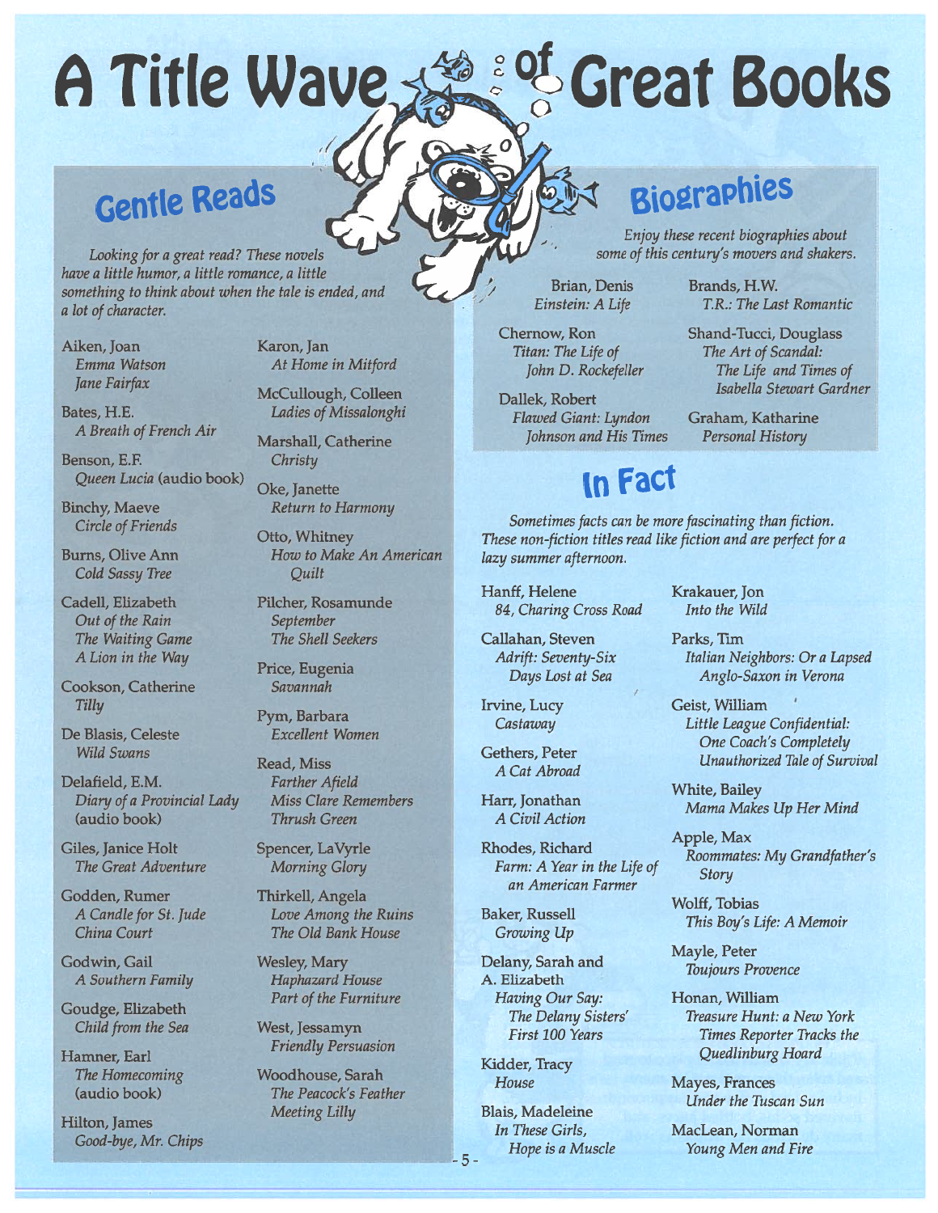# A Title Wave of Great Books

## Gentle Reads

*Looking for a great read? These novels have a little humor, a little romance, a little something to think about when the tale is ended, and a lot of character.*

Aiken, Joan
*Emma Watson*
*Jane Fairfax*

Bates, H.E.
*A Breath of French Air*

Benson, E.F.
*Queen Lucia* (audio book)

Binchy, Maeve
*Circle of Friends*

Burns, Olive Ann
*Cold Sassy Tree*

Cadell, Elizabeth
*Out of the Rain*
*The Waiting Game*
*A Lion in the Way*

Cookson, Catherine
*Tilly*

De Blasis, Celeste
*Wild Swans*

Delafield, E.M.
*Diary of a Provincial Lady* (audio book)

Giles, Janice Holt
*The Great Adventure*

Godden, Rumer
*A Candle for St. Jude*
*China Court*

Godwin, Gail
*A Southern Family*

Goudge, Elizabeth
*Child from the Sea*

Hamner, Earl
*The Homecoming* (audio book)

Hilton, James
*Good-bye, Mr. Chips*

Karon, Jan
*At Home in Mitford*

McCullough, Colleen
*Ladies of Missalonghi*

Marshall, Catherine
*Christy*

Oke, Janette
*Return to Harmony*

Otto, Whitney
*How to Make An American Quilt*

Pilcher, Rosamunde
*September*
*The Shell Seekers*

Price, Eugenia
*Savannah*

Pym, Barbara
*Excellent Women*

Read, Miss
*Farther Afield*
*Miss Clare Remembers*
*Thrush Green*

Spencer, LaVyrle
*Morning Glory*

Thirkell, Angela
*Love Among the Ruins*
*The Old Bank House*

Wesley, Mary
*Haphazard House*
*Part of the Furniture*

West, Jessamyn
*Friendly Persuasion*

Woodhouse, Sarah
*The Peacock's Feather*
*Meeting Lilly*

## Biographies

*Enjoy these recent biographies about some of this century's movers and shakers.*

Brian, Denis
*Einstein: A Life*

Chernow, Ron
*Titan: The Life of John D. Rockefeller*

Dallek, Robert
*Flawed Giant: Lyndon Johnson and His Times*

Brands, H.W.
*T.R.: The Last Romantic*

Shand-Tucci, Douglass
*The Art of Scandal: The Life and Times of Isabella Stewart Gardner*

Graham, Katharine
*Personal History*

## In Fact

*Sometimes facts can be more fascinating than fiction. These non-fiction titles read like fiction and are perfect for a lazy summer afternoon.*

Hanff, Helene
*84, Charing Cross Road*

Callahan, Steven
*Adrift: Seventy-Six Days Lost at Sea*

Irvine, Lucy
*Castaway*

Gethers, Peter
*A Cat Abroad*

Harr, Jonathan
*A Civil Action*

Rhodes, Richard
*Farm: A Year in the Life of an American Farmer*

Baker, Russell
*Growing Up*

Delany, Sarah and A. Elizabeth
*Having Our Say: The Delany Sisters' First 100 Years*

Kidder, Tracy
*House*

Blais, Madeleine
*In These Girls, Hope is a Muscle*

Krakauer, Jon
*Into the Wild*

Parks, Tim
*Italian Neighbors: Or a Lapsed Anglo-Saxon in Verona*

Geist, William
*Little League Confidential: One Coach's Completely Unauthorized Tale of Survival*

White, Bailey
*Mama Makes Up Her Mind*

Apple, Max
*Roommates: My Grandfather's Story*

Wolff, Tobias
*This Boy's Life: A Memoir*

Mayle, Peter
*Toujours Provence*

Honan, William
*Treasure Hunt: a New York Times Reporter Tracks the Quedlinburg Hoard*

Mayes, Frances
*Under the Tuscan Sun*

MacLean, Norman
*Young Men and Fire*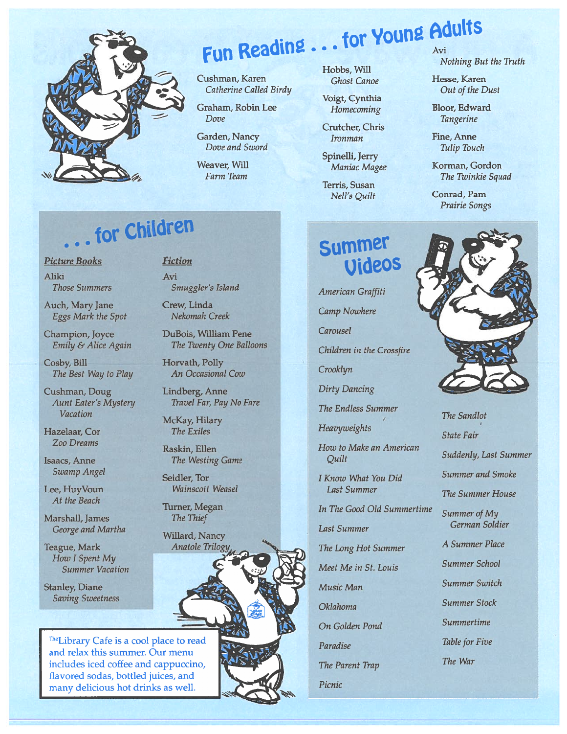# Fun Reading . . . for Young Adults

Cushman, Karen
*Catherine Called Birdy*

Graham, Robin Lee
*Dove*

Garden, Nancy
*Dove and Sword*

Weaver, Will
*Farm Team*

Hobbs, Will
*Ghost Canoe*

Voigt, Cynthia
*Homecoming*

Crutcher, Chris
*Ironman*

Spinelli, Jerry
*Maniac Magee*

Terris, Susan
*Nell's Quilt*

Avi
*Nothing But the Truth*

Hesse, Karen
*Out of the Dust*

Bloor, Edward
*Tangerine*

Fine, Anne
*Tulip Touch*

Korman, Gordon
*The Twinkie Squad*

Conrad, Pam
*Prairie Songs*

## . . . for Children

### Picture Books

Aliki
*Those Summers*

Auch, Mary Jane
*Eggs Mark the Spot*

Champion, Joyce
*Emily & Alice Again*

Cosby, Bill
*The Best Way to Play*

Cushman, Doug
*Aunt Eater's Mystery Vacation*

Hazelaar, Cor
*Zoo Dreams*

Isaacs, Anne
*Swamp Angel*

Lee, HuyVoun
*At the Beach*

Marshall, James
*George and Martha*

Teague, Mark
*How I Spent My Summer Vacation*

Stanley, Diane
*Saving Sweetness*

### Fiction

Avi
*Smuggler's Island*

Crew, Linda
*Nekomah Creek*

DuBois, William Pene
*The Twenty One Balloons*

Horvath, Polly
*An Occasional Cow*

Lindberg, Anne
*Travel Far, Pay No Fare*

McKay, Hilary
*The Exiles*

Raskin, Ellen
*The Westing Game*

Seidler, Tor
*Wainscott Weasel*

Turner, Megan
*The Thief*

Willard, Nancy
*Anatole Trilogy*

The Library Cafe is a cool place to read and relax this summer. Our menu includes iced coffee and cappuccino, flavored sodas, bottled juices, and many delicious hot drinks as well.

## Summer Videos

*American Graffiti*

*Camp Nowhere*

*Carousel*

*Children in the Crossfire*

*Crooklyn*

*Dirty Dancing*

*The Endless Summer*

*Heavyweights*

*How to Make an American Quilt*

*I Know What You Did Last Summer*

*In The Good Old Summertime*

*Last Summer*

*The Long Hot Summer*

*Meet Me in St. Louis*

*Music Man*

*Oklahoma*

*On Golden Pond*

*Paradise*

*The Parent Trap*

*Picnic*

*The Sandlot*

*State Fair*

*Suddenly, Last Summer*

*Summer and Smoke*

*The Summer House*

*Summer of My German Soldier*

*A Summer Place*

*Summer School*

*Summer Switch*

*Summer Stock*

*Summertime*

*Table for Five*

*The War*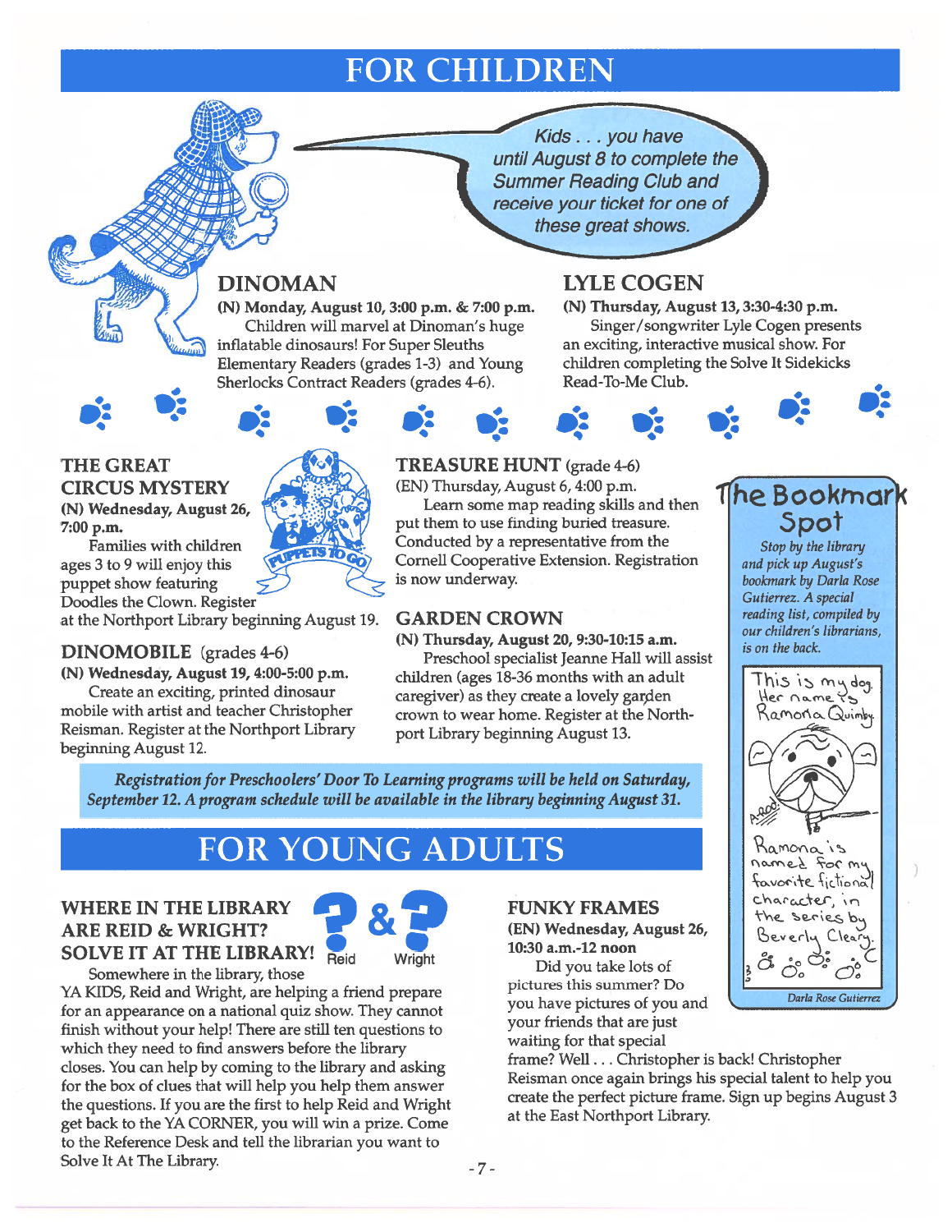# FOR CHILDREN

*Kids . . . you have until August 8 to complete the Summer Reading Club and receive your ticket for one of these great shows.*

## DINOMAN

**(N) Monday, August 10, 3:00 p.m. & 7:00 p.m.**

Children will marvel at Dinoman's huge inflatable dinosaurs! For Super Sleuths Elementary Readers (grades 1-3) and Young Sherlocks Contract Readers (grades 4-6).

## LYLE COGEN

**(N) Thursday, August 13, 3:30-4:30 p.m.**

Singer/songwriter Lyle Cogen presents an exciting, interactive musical show. For children completing the Solve It Sidekicks Read-To-Me Club.

## THE GREAT CIRCUS MYSTERY

**(N) Wednesday, August 26, 7:00 p.m.**

Families with children ages 3 to 9 will enjoy this puppet show featuring Doodles the Clown. Register at the Northport Library beginning August 19.

PUPPETS TO GO

## DINOMOBILE (grades 4-6)

**(N) Wednesday, August 19, 4:00-5:00 p.m.**

Create an exciting, printed dinosaur mobile with artist and teacher Christopher Reisman. Register at the Northport Library beginning August 12.

## TREASURE HUNT (grade 4-6)

(EN) Thursday, August 6, 4:00 p.m.

Learn some map reading skills and then put them to use finding buried treasure. Conducted by a representative from the Cornell Cooperative Extension. Registration is now underway.

## GARDEN CROWN

**(N) Thursday, August 20, 9:30-10:15 a.m.**

Preschool specialist Jeanne Hall will assist children (ages 18-36 months with an adult caregiver) as they create a lovely garden crown to wear home. Register at the Northport Library beginning August 13.

## The Bookmark Spot

*Stop by the library and pick up August's bookmark by Darla Rose Gutierrez. A special reading list, compiled by our children's librarians, is on the back.*

This is my dog. Her name is Ramona Quimby.

Ramona is named for my favorite fictional character, in the series by Beverly Cleary.

*Darla Rose Gutierrez*

***Registration for Preschoolers' Door To Learning programs will be held on Saturday, September 12. A program schedule will be available in the library beginning August 31.***

# FOR YOUNG ADULTS

## WHERE IN THE LIBRARY ARE REID & WRIGHT? SOLVE IT AT THE LIBRARY!

Somewhere in the library, those YA KIDS, Reid and Wright, are helping a friend prepare for an appearance on a national quiz show. They cannot finish without your help! There are still ten questions to which they need to find answers before the library closes. You can help by coming to the library and asking for the box of clues that will help you help them answer the questions. If you are the first to help Reid and Wright get back to the YA CORNER, you will win a prize. Come to the Reference Desk and tell the librarian you want to Solve It At The Library.

## FUNKY FRAMES

**(EN) Wednesday, August 26, 10:30 a.m.-12 noon**

Did you take lots of pictures this summer? Do you have pictures of you and your friends that are just waiting for that special frame? Well . . . Christopher is back! Christopher Reisman once again brings his special talent to help you create the perfect picture frame. Sign up begins August 3 at the East Northport Library.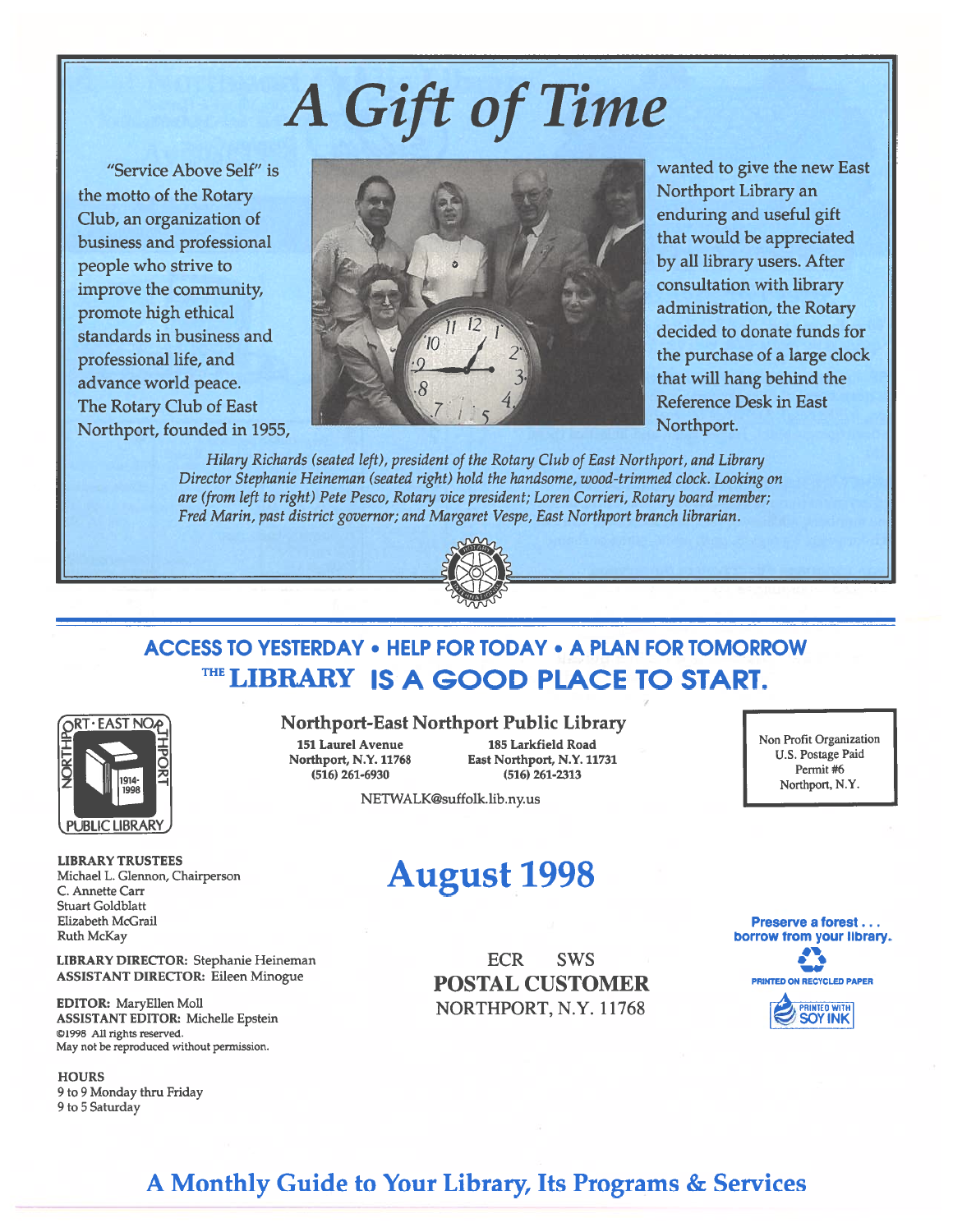# A Gift of Time

"Service Above Self" is the motto of the Rotary Club, an organization of business and professional people who strive to improve the community, promote high ethical standards in business and professional life, and advance world peace. The Rotary Club of East Northport, founded in 1955, wanted to give the new East Northport Library an enduring and useful gift that would be appreciated by all library users. After consultation with library administration, the Rotary decided to donate funds for the purchase of a large clock that will hang behind the Reference Desk in East Northport.

*Hilary Richards (seated left), president of the Rotary Club of East Northport, and Library Director Stephanie Heineman (seated right) hold the handsome, wood-trimmed clock. Looking on are (from left to right) Pete Pesco, Rotary vice president; Loren Corrieri, Rotary board member; Fred Marin, past district governor; and Margaret Vespe, East Northport branch librarian.*

**ACCESS TO YESTERDAY • HELP FOR TODAY • A PLAN FOR TOMORROW**
**THE LIBRARY IS A GOOD PLACE TO START.**

**Northport-East Northport Public Library**

151 Laurel Avenue
Northport, N.Y. 11768
(516) 261-6930

185 Larkfield Road
East Northport, N.Y. 11731
(516) 261-2313

NETWALK@suffolk.lib.ny.us

Non Profit Organization
U.S. Postage Paid
Permit #6
Northport, N.Y.

**LIBRARY TRUSTEES**
Michael L. Glennon, Chairperson
C. Annette Carr
Stuart Goldblatt
Elizabeth McGrail
Ruth McKay

**LIBRARY DIRECTOR:** Stephanie Heineman
**ASSISTANT DIRECTOR:** Eileen Minogue

**EDITOR:** MaryEllen Moll
**ASSISTANT EDITOR:** Michelle Epstein
©1998 All rights reserved.
May not be reproduced without permission.

**HOURS**
9 to 9 Monday thru Friday
9 to 5 Saturday

# August 1998

ECR SWS
**POSTAL CUSTOMER**
NORTHPORT, N.Y. 11768

**Preserve a forest . . . borrow from your library.**

PRINTED ON RECYCLED PAPER

PRINTED WITH SOY INK

**A Monthly Guide to Your Library, Its Programs & Services**